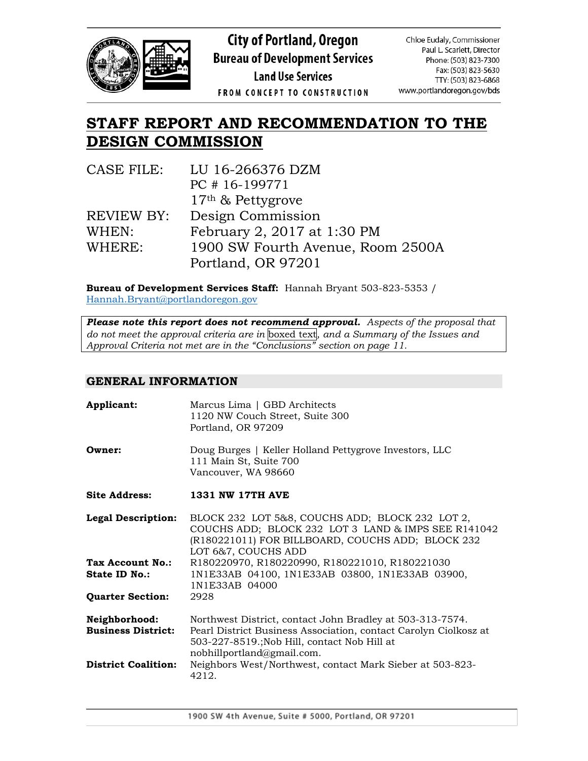City of Portland, Oregon
Bureau of Development Services
Land Use Services
FROM CONCEPT TO CONSTRUCTION

Chloe Eudaly, Commissioner
Paul L. Scarlett, Director
Phone: (503) 823-7300
Fax: (503) 823-5630
TTY: (503) 823-6868
www.portlandoregon.gov/bds

# STAFF REPORT AND RECOMMENDATION TO THE DESIGN COMMISSION

| | |
|---|---|
| CASE FILE: | LU 16-266376 DZM<br>PC # 16-199771<br>17th & Pettygrove |
| REVIEW BY: | Design Commission |
| WHEN: | February 2, 2017 at 1:30 PM |
| WHERE: | 1900 SW Fourth Avenue, Room 2500A<br>Portland, OR 97201 |

**Bureau of Development Services Staff:** Hannah Bryant 503-823-5353 / Hannah.Bryant@portlandoregon.gov

***Please note this report does not recommend approval.*** *Aspects of the proposal that do not meet the approval criteria are in* boxed text*, and a Summary of the Issues and Approval Criteria not met are in the "Conclusions" section on page 11.*

## GENERAL INFORMATION

| | |
|---|---|
| **Applicant:** | Marcus Lima \| GBD Architects<br>1120 NW Couch Street, Suite 300<br>Portland, OR 97209 |
| **Owner:** | Doug Burges \| Keller Holland Pettygrove Investors, LLC<br>111 Main St, Suite 700<br>Vancouver, WA 98660 |
| **Site Address:** | **1331 NW 17TH AVE** |
| **Legal Description:** | BLOCK 232 LOT 5&8, COUCHS ADD; BLOCK 232 LOT 2, COUCHS ADD; BLOCK 232 LOT 3 LAND & IMPS SEE R141042 (R180221011) FOR BILLBOARD, COUCHS ADD; BLOCK 232 LOT 6&7, COUCHS ADD |
| **Tax Account No.:** | R180220970, R180220990, R180221010, R180221030 |
| **State ID No.:** | 1N1E33AB 04100, 1N1E33AB 03800, 1N1E33AB 03900, 1N1E33AB 04000 |
| **Quarter Section:** | 2928 |
| **Neighborhood:** | Northwest District, contact John Bradley at 503-313-7574. |
| **Business District:** | Pearl District Business Association, contact Carolyn Ciolkosz at 503-227-8519.;Nob Hill, contact Nob Hill at nobhillportland@gmail.com. |
| **District Coalition:** | Neighbors West/Northwest, contact Mark Sieber at 503-823-4212. |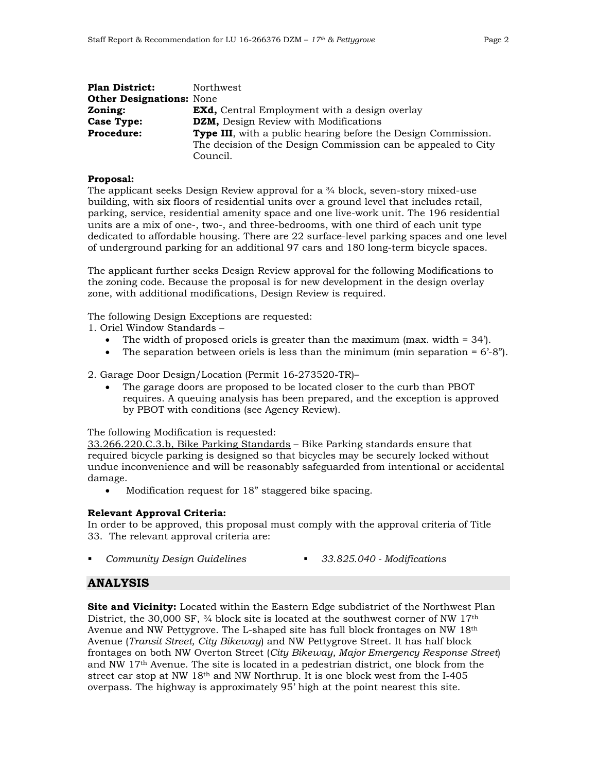**Plan District:** Northwest
**Other Designations:** None
**Zoning:** **EXd,** Central Employment with a design overlay
**Case Type:** **DZM,** Design Review with Modifications
**Procedure:** **Type III**, with a public hearing before the Design Commission. The decision of the Design Commission can be appealed to City Council.

**Proposal:**
The applicant seeks Design Review approval for a ¾ block, seven-story mixed-use building, with six floors of residential units over a ground level that includes retail, parking, service, residential amenity space and one live-work unit. The 196 residential units are a mix of one-, two-, and three-bedrooms, with one third of each unit type dedicated to affordable housing. There are 22 surface-level parking spaces and one level of underground parking for an additional 97 cars and 180 long-term bicycle spaces.

The applicant further seeks Design Review approval for the following Modifications to the zoning code. Because the proposal is for new development in the design overlay zone, with additional modifications, Design Review is required.

The following Design Exceptions are requested:

1. Oriel Window Standards –
   - The width of proposed oriels is greater than the maximum (max. width = 34').
   - The separation between oriels is less than the minimum (min separation = 6'-8").
2. Garage Door Design/Location (Permit 16-273520-TR)–
   - The garage doors are proposed to be located closer to the curb than PBOT requires. A queuing analysis has been prepared, and the exception is approved by PBOT with conditions (see Agency Review).

The following Modification is requested:
<u>33.266.220.C.3.b, Bike Parking Standards</u> – Bike Parking standards ensure that required bicycle parking is designed so that bicycles may be securely locked without undue inconvenience and will be reasonably safeguarded from intentional or accidental damage.

- Modification request for 18" staggered bike spacing.

**Relevant Approval Criteria:**
In order to be approved, this proposal must comply with the approval criteria of Title 33. The relevant approval criteria are:

- *Community Design Guidelines*
- *33.825.040 - Modifications*

## ANALYSIS

**Site and Vicinity:** Located within the Eastern Edge subdistrict of the Northwest Plan District, the 30,000 SF, ¾ block site is located at the southwest corner of NW 17th Avenue and NW Pettygrove. The L-shaped site has full block frontages on NW 18th Avenue (*Transit Street, City Bikeway*) and NW Pettygrove Street. It has half block frontages on both NW Overton Street (*City Bikeway, Major Emergency Response Street*) and NW 17th Avenue. The site is located in a pedestrian district, one block from the street car stop at NW 18th and NW Northrup. It is one block west from the I-405 overpass. The highway is approximately 95' high at the point nearest this site.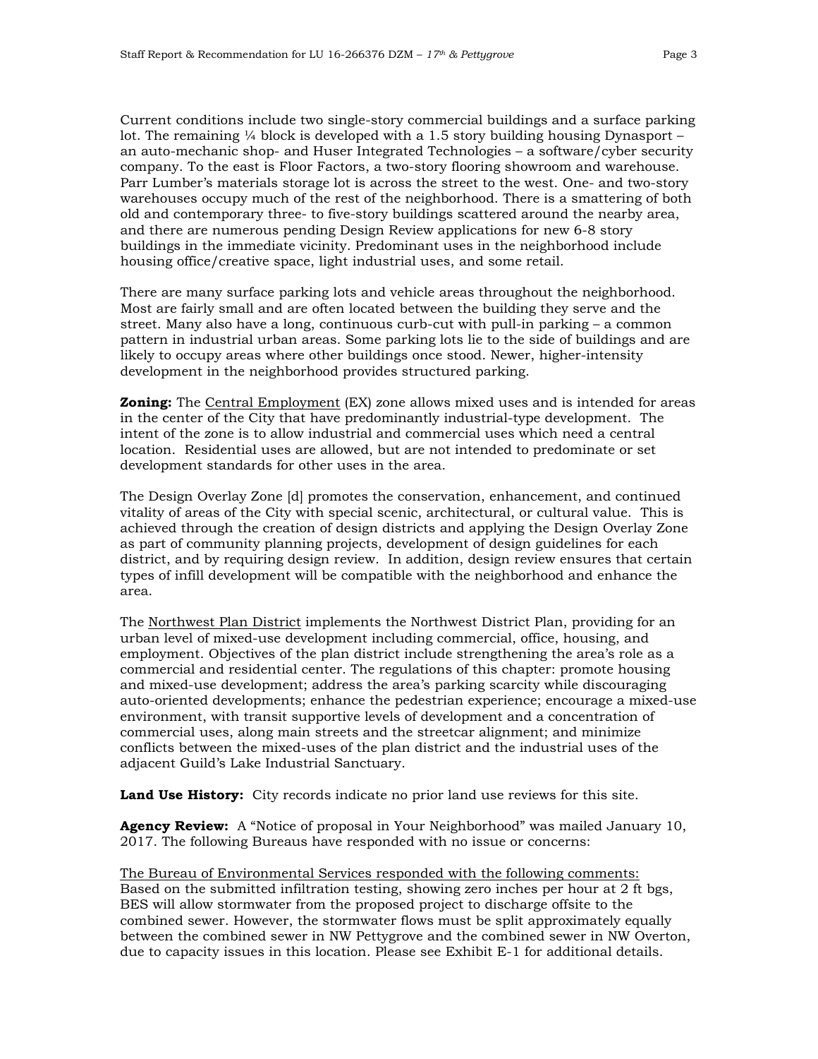Current conditions include two single-story commercial buildings and a surface parking lot. The remaining ¼ block is developed with a 1.5 story building housing Dynasport – an auto-mechanic shop- and Huser Integrated Technologies – a software/cyber security company. To the east is Floor Factors, a two-story flooring showroom and warehouse. Parr Lumber's materials storage lot is across the street to the west. One- and two-story warehouses occupy much of the rest of the neighborhood. There is a smattering of both old and contemporary three- to five-story buildings scattered around the nearby area, and there are numerous pending Design Review applications for new 6-8 story buildings in the immediate vicinity. Predominant uses in the neighborhood include housing office/creative space, light industrial uses, and some retail.

There are many surface parking lots and vehicle areas throughout the neighborhood. Most are fairly small and are often located between the building they serve and the street. Many also have a long, continuous curb-cut with pull-in parking – a common pattern in industrial urban areas. Some parking lots lie to the side of buildings and are likely to occupy areas where other buildings once stood. Newer, higher-intensity development in the neighborhood provides structured parking.

**Zoning:** The Central Employment (EX) zone allows mixed uses and is intended for areas in the center of the City that have predominantly industrial-type development. The intent of the zone is to allow industrial and commercial uses which need a central location. Residential uses are allowed, but are not intended to predominate or set development standards for other uses in the area.

The Design Overlay Zone [d] promotes the conservation, enhancement, and continued vitality of areas of the City with special scenic, architectural, or cultural value. This is achieved through the creation of design districts and applying the Design Overlay Zone as part of community planning projects, development of design guidelines for each district, and by requiring design review. In addition, design review ensures that certain types of infill development will be compatible with the neighborhood and enhance the area.

The Northwest Plan District implements the Northwest District Plan, providing for an urban level of mixed-use development including commercial, office, housing, and employment. Objectives of the plan district include strengthening the area's role as a commercial and residential center. The regulations of this chapter: promote housing and mixed-use development; address the area's parking scarcity while discouraging auto-oriented developments; enhance the pedestrian experience; encourage a mixed-use environment, with transit supportive levels of development and a concentration of commercial uses, along main streets and the streetcar alignment; and minimize conflicts between the mixed-uses of the plan district and the industrial uses of the adjacent Guild's Lake Industrial Sanctuary.

**Land Use History:** City records indicate no prior land use reviews for this site.

**Agency Review:** A "Notice of proposal in Your Neighborhood" was mailed January 10, 2017. The following Bureaus have responded with no issue or concerns:

The Bureau of Environmental Services responded with the following comments: Based on the submitted infiltration testing, showing zero inches per hour at 2 ft bgs, BES will allow stormwater from the proposed project to discharge offsite to the combined sewer. However, the stormwater flows must be split approximately equally between the combined sewer in NW Pettygrove and the combined sewer in NW Overton, due to capacity issues in this location. Please see Exhibit E-1 for additional details.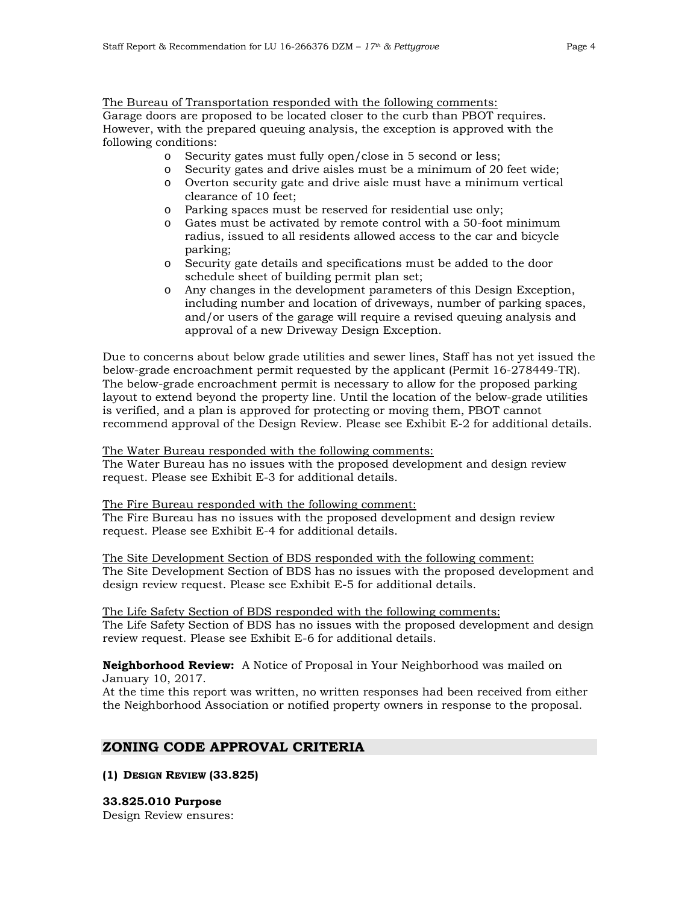The Bureau of Transportation responded with the following comments:
Garage doors are proposed to be located closer to the curb than PBOT requires. However, with the prepared queuing analysis, the exception is approved with the following conditions:

- Security gates must fully open/close in 5 second or less;
- Security gates and drive aisles must be a minimum of 20 feet wide;
- Overton security gate and drive aisle must have a minimum vertical clearance of 10 feet;
- Parking spaces must be reserved for residential use only;
- Gates must be activated by remote control with a 50-foot minimum radius, issued to all residents allowed access to the car and bicycle parking;
- Security gate details and specifications must be added to the door schedule sheet of building permit plan set;
- Any changes in the development parameters of this Design Exception, including number and location of driveways, number of parking spaces, and/or users of the garage will require a revised queuing analysis and approval of a new Driveway Design Exception.

Due to concerns about below grade utilities and sewer lines, Staff has not yet issued the below-grade encroachment permit requested by the applicant (Permit 16-278449-TR). The below-grade encroachment permit is necessary to allow for the proposed parking layout to extend beyond the property line. Until the location of the below-grade utilities is verified, and a plan is approved for protecting or moving them, PBOT cannot recommend approval of the Design Review. Please see Exhibit E-2 for additional details.

The Water Bureau responded with the following comments:
The Water Bureau has no issues with the proposed development and design review request. Please see Exhibit E-3 for additional details.

The Fire Bureau responded with the following comment:
The Fire Bureau has no issues with the proposed development and design review request. Please see Exhibit E-4 for additional details.

The Site Development Section of BDS responded with the following comment:
The Site Development Section of BDS has no issues with the proposed development and design review request. Please see Exhibit E-5 for additional details.

The Life Safety Section of BDS responded with the following comments:
The Life Safety Section of BDS has no issues with the proposed development and design review request. Please see Exhibit E-6 for additional details.

**Neighborhood Review:** A Notice of Proposal in Your Neighborhood was mailed on January 10, 2017.
At the time this report was written, no written responses had been received from either the Neighborhood Association or notified property owners in response to the proposal.

## ZONING CODE APPROVAL CRITERIA

**(1) DESIGN REVIEW (33.825)**

**33.825.010 Purpose**
Design Review ensures: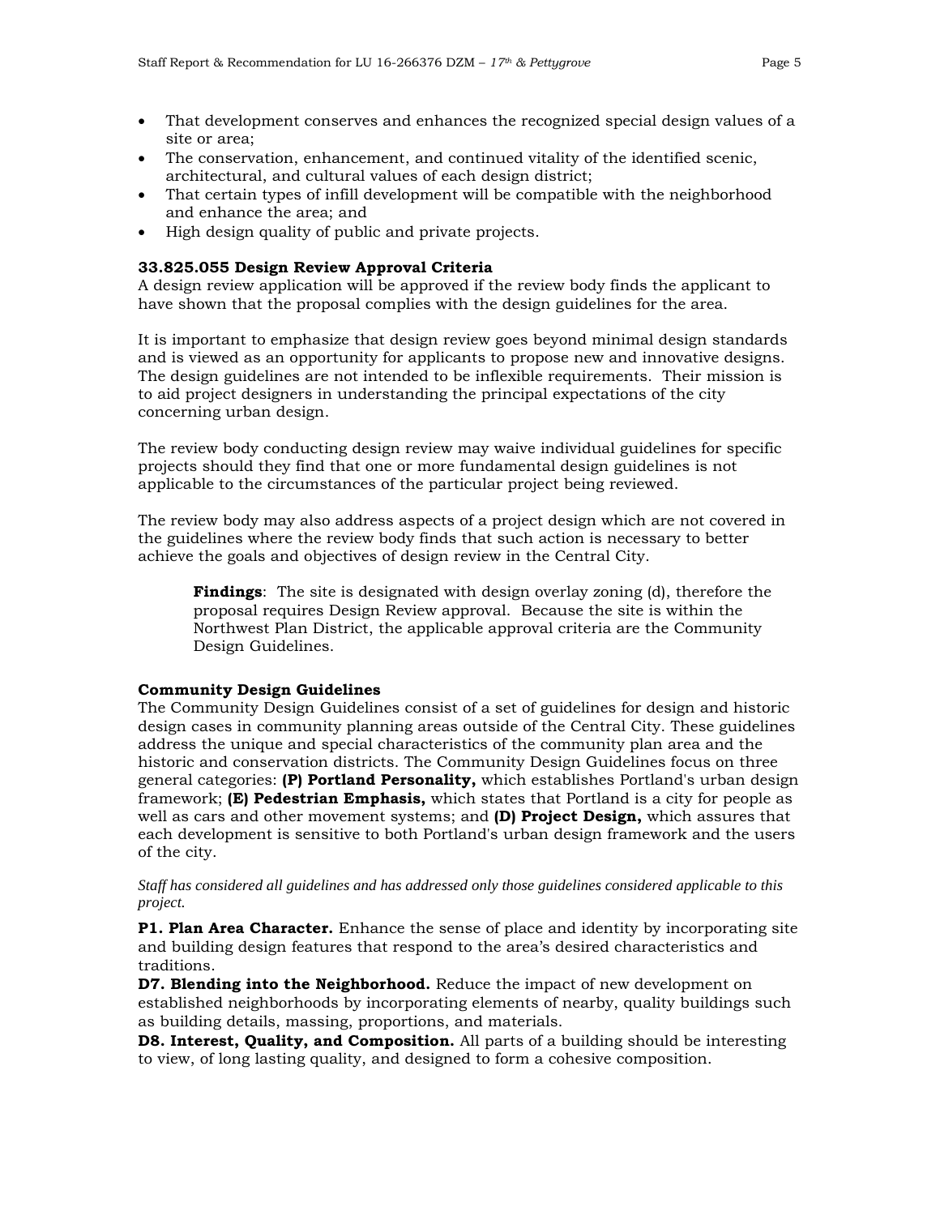- That development conserves and enhances the recognized special design values of a site or area;
- The conservation, enhancement, and continued vitality of the identified scenic, architectural, and cultural values of each design district;
- That certain types of infill development will be compatible with the neighborhood and enhance the area; and
- High design quality of public and private projects.

**33.825.055 Design Review Approval Criteria**
A design review application will be approved if the review body finds the applicant to have shown that the proposal complies with the design guidelines for the area.

It is important to emphasize that design review goes beyond minimal design standards and is viewed as an opportunity for applicants to propose new and innovative designs. The design guidelines are not intended to be inflexible requirements. Their mission is to aid project designers in understanding the principal expectations of the city concerning urban design.

The review body conducting design review may waive individual guidelines for specific projects should they find that one or more fundamental design guidelines is not applicable to the circumstances of the particular project being reviewed.

The review body may also address aspects of a project design which are not covered in the guidelines where the review body finds that such action is necessary to better achieve the goals and objectives of design review in the Central City.

> **Findings**: The site is designated with design overlay zoning (d), therefore the proposal requires Design Review approval. Because the site is within the Northwest Plan District, the applicable approval criteria are the Community Design Guidelines.

**Community Design Guidelines**
The Community Design Guidelines consist of a set of guidelines for design and historic design cases in community planning areas outside of the Central City. These guidelines address the unique and special characteristics of the community plan area and the historic and conservation districts. The Community Design Guidelines focus on three general categories: **(P) Portland Personality,** which establishes Portland's urban design framework; **(E) Pedestrian Emphasis,** which states that Portland is a city for people as well as cars and other movement systems; and **(D) Project Design,** which assures that each development is sensitive to both Portland's urban design framework and the users of the city.

*Staff has considered all guidelines and has addressed only those guidelines considered applicable to this project.*

**P1. Plan Area Character.** Enhance the sense of place and identity by incorporating site and building design features that respond to the area's desired characteristics and traditions.
**D7. Blending into the Neighborhood.** Reduce the impact of new development on established neighborhoods by incorporating elements of nearby, quality buildings such as building details, massing, proportions, and materials.
**D8. Interest, Quality, and Composition.** All parts of a building should be interesting to view, of long lasting quality, and designed to form a cohesive composition.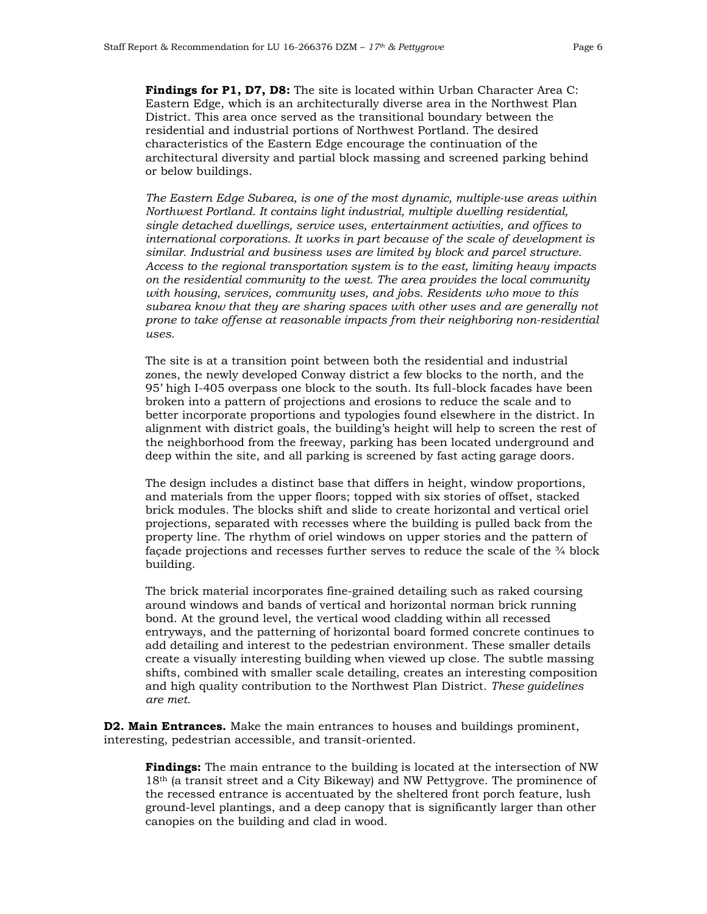**Findings for P1, D7, D8:** The site is located within Urban Character Area C: Eastern Edge, which is an architecturally diverse area in the Northwest Plan District. This area once served as the transitional boundary between the residential and industrial portions of Northwest Portland. The desired characteristics of the Eastern Edge encourage the continuation of the architectural diversity and partial block massing and screened parking behind or below buildings.

*The Eastern Edge Subarea, is one of the most dynamic, multiple-use areas within Northwest Portland. It contains light industrial, multiple dwelling residential, single detached dwellings, service uses, entertainment activities, and offices to international corporations. It works in part because of the scale of development is similar. Industrial and business uses are limited by block and parcel structure. Access to the regional transportation system is to the east, limiting heavy impacts on the residential community to the west. The area provides the local community with housing, services, community uses, and jobs. Residents who move to this subarea know that they are sharing spaces with other uses and are generally not prone to take offense at reasonable impacts from their neighboring non-residential uses.*

The site is at a transition point between both the residential and industrial zones, the newly developed Conway district a few blocks to the north, and the 95' high I-405 overpass one block to the south. Its full-block facades have been broken into a pattern of projections and erosions to reduce the scale and to better incorporate proportions and typologies found elsewhere in the district. In alignment with district goals, the building's height will help to screen the rest of the neighborhood from the freeway, parking has been located underground and deep within the site, and all parking is screened by fast acting garage doors.

The design includes a distinct base that differs in height, window proportions, and materials from the upper floors; topped with six stories of offset, stacked brick modules. The blocks shift and slide to create horizontal and vertical oriel projections, separated with recesses where the building is pulled back from the property line. The rhythm of oriel windows on upper stories and the pattern of façade projections and recesses further serves to reduce the scale of the ¾ block building.

The brick material incorporates fine-grained detailing such as raked coursing around windows and bands of vertical and horizontal norman brick running bond. At the ground level, the vertical wood cladding within all recessed entryways, and the patterning of horizontal board formed concrete continues to add detailing and interest to the pedestrian environment. These smaller details create a visually interesting building when viewed up close. The subtle massing shifts, combined with smaller scale detailing, creates an interesting composition and high quality contribution to the Northwest Plan District. *These guidelines are met.*

**D2. Main Entrances.** Make the main entrances to houses and buildings prominent, interesting, pedestrian accessible, and transit-oriented.

**Findings:** The main entrance to the building is located at the intersection of NW 18th (a transit street and a City Bikeway) and NW Pettygrove. The prominence of the recessed entrance is accentuated by the sheltered front porch feature, lush ground-level plantings, and a deep canopy that is significantly larger than other canopies on the building and clad in wood.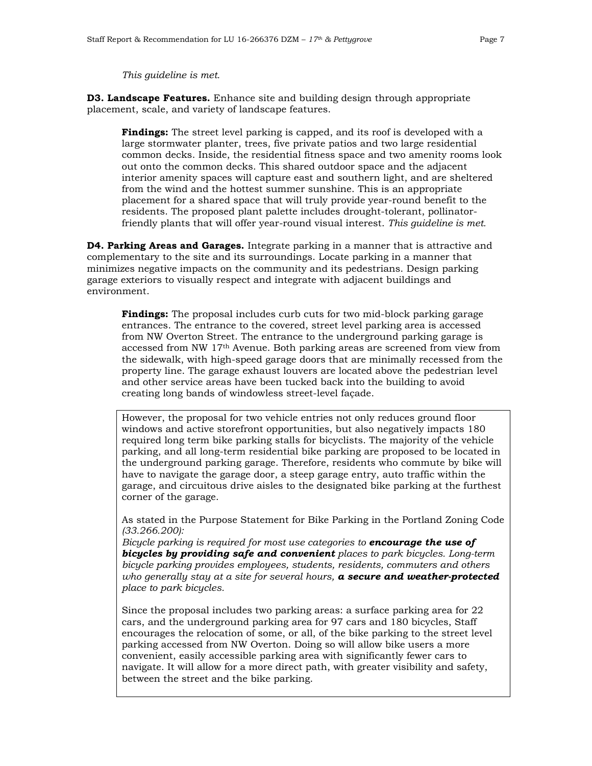*This guideline is met.*

**D3. Landscape Features.** Enhance site and building design through appropriate placement, scale, and variety of landscape features.

> **Findings:** The street level parking is capped, and its roof is developed with a large stormwater planter, trees, five private patios and two large residential common decks. Inside, the residential fitness space and two amenity rooms look out onto the common decks. This shared outdoor space and the adjacent interior amenity spaces will capture east and southern light, and are sheltered from the wind and the hottest summer sunshine. This is an appropriate placement for a shared space that will truly provide year-round benefit to the residents. The proposed plant palette includes drought-tolerant, pollinator-friendly plants that will offer year-round visual interest. *This guideline is met.*

**D4. Parking Areas and Garages.** Integrate parking in a manner that is attractive and complementary to the site and its surroundings. Locate parking in a manner that minimizes negative impacts on the community and its pedestrians. Design parking garage exteriors to visually respect and integrate with adjacent buildings and environment.

> **Findings:** The proposal includes curb cuts for two mid-block parking garage entrances. The entrance to the covered, street level parking area is accessed from NW Overton Street. The entrance to the underground parking garage is accessed from NW 17th Avenue. Both parking areas are screened from view from the sidewalk, with high-speed garage doors that are minimally recessed from the property line. The garage exhaust louvers are located above the pedestrian level and other service areas have been tucked back into the building to avoid creating long bands of windowless street-level façade.

> However, the proposal for two vehicle entries not only reduces ground floor windows and active storefront opportunities, but also negatively impacts 180 required long term bike parking stalls for bicyclists. The majority of the vehicle parking, and all long-term residential bike parking are proposed to be located in the underground parking garage. Therefore, residents who commute by bike will have to navigate the garage door, a steep garage entry, auto traffic within the garage, and circuitous drive aisles to the designated bike parking at the furthest corner of the garage.
>
> As stated in the Purpose Statement for Bike Parking in the Portland Zoning Code *(33.266.200):*
> *Bicycle parking is required for most use categories to **encourage the use of bicycles by providing safe and convenient** places to park bicycles. Long-term bicycle parking provides employees, students, residents, commuters and others who generally stay at a site for several hours, **a secure and weather-protected** place to park bicycles.*
>
> Since the proposal includes two parking areas: a surface parking area for 22 cars, and the underground parking area for 97 cars and 180 bicycles, Staff encourages the relocation of some, or all, of the bike parking to the street level parking accessed from NW Overton. Doing so will allow bike users a more convenient, easily accessible parking area with significantly fewer cars to navigate. It will allow for a more direct path, with greater visibility and safety, between the street and the bike parking.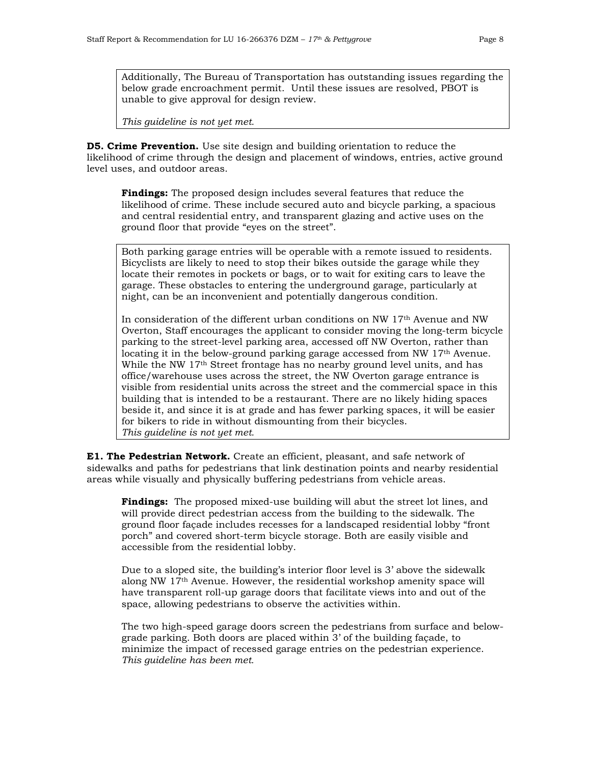Additionally, The Bureau of Transportation has outstanding issues regarding the below grade encroachment permit. Until these issues are resolved, PBOT is unable to give approval for design review.

*This guideline is not yet met.*

**D5. Crime Prevention.** Use site design and building orientation to reduce the likelihood of crime through the design and placement of windows, entries, active ground level uses, and outdoor areas.

**Findings:** The proposed design includes several features that reduce the likelihood of crime. These include secured auto and bicycle parking, a spacious and central residential entry, and transparent glazing and active uses on the ground floor that provide "eyes on the street".

Both parking garage entries will be operable with a remote issued to residents. Bicyclists are likely to need to stop their bikes outside the garage while they locate their remotes in pockets or bags, or to wait for exiting cars to leave the garage. These obstacles to entering the underground garage, particularly at night, can be an inconvenient and potentially dangerous condition.

In consideration of the different urban conditions on NW 17th Avenue and NW Overton, Staff encourages the applicant to consider moving the long-term bicycle parking to the street-level parking area, accessed off NW Overton, rather than locating it in the below-ground parking garage accessed from NW 17th Avenue. While the NW 17th Street frontage has no nearby ground level units, and has office/warehouse uses across the street, the NW Overton garage entrance is visible from residential units across the street and the commercial space in this building that is intended to be a restaurant. There are no likely hiding spaces beside it, and since it is at grade and has fewer parking spaces, it will be easier for bikers to ride in without dismounting from their bicycles.
*This guideline is not yet met.*

**E1. The Pedestrian Network.** Create an efficient, pleasant, and safe network of sidewalks and paths for pedestrians that link destination points and nearby residential areas while visually and physically buffering pedestrians from vehicle areas.

**Findings:** The proposed mixed-use building will abut the street lot lines, and will provide direct pedestrian access from the building to the sidewalk. The ground floor façade includes recesses for a landscaped residential lobby "front porch" and covered short-term bicycle storage. Both are easily visible and accessible from the residential lobby.

Due to a sloped site, the building's interior floor level is 3' above the sidewalk along NW 17th Avenue. However, the residential workshop amenity space will have transparent roll-up garage doors that facilitate views into and out of the space, allowing pedestrians to observe the activities within.

The two high-speed garage doors screen the pedestrians from surface and below-grade parking. Both doors are placed within 3' of the building façade, to minimize the impact of recessed garage entries on the pedestrian experience.
*This guideline has been met.*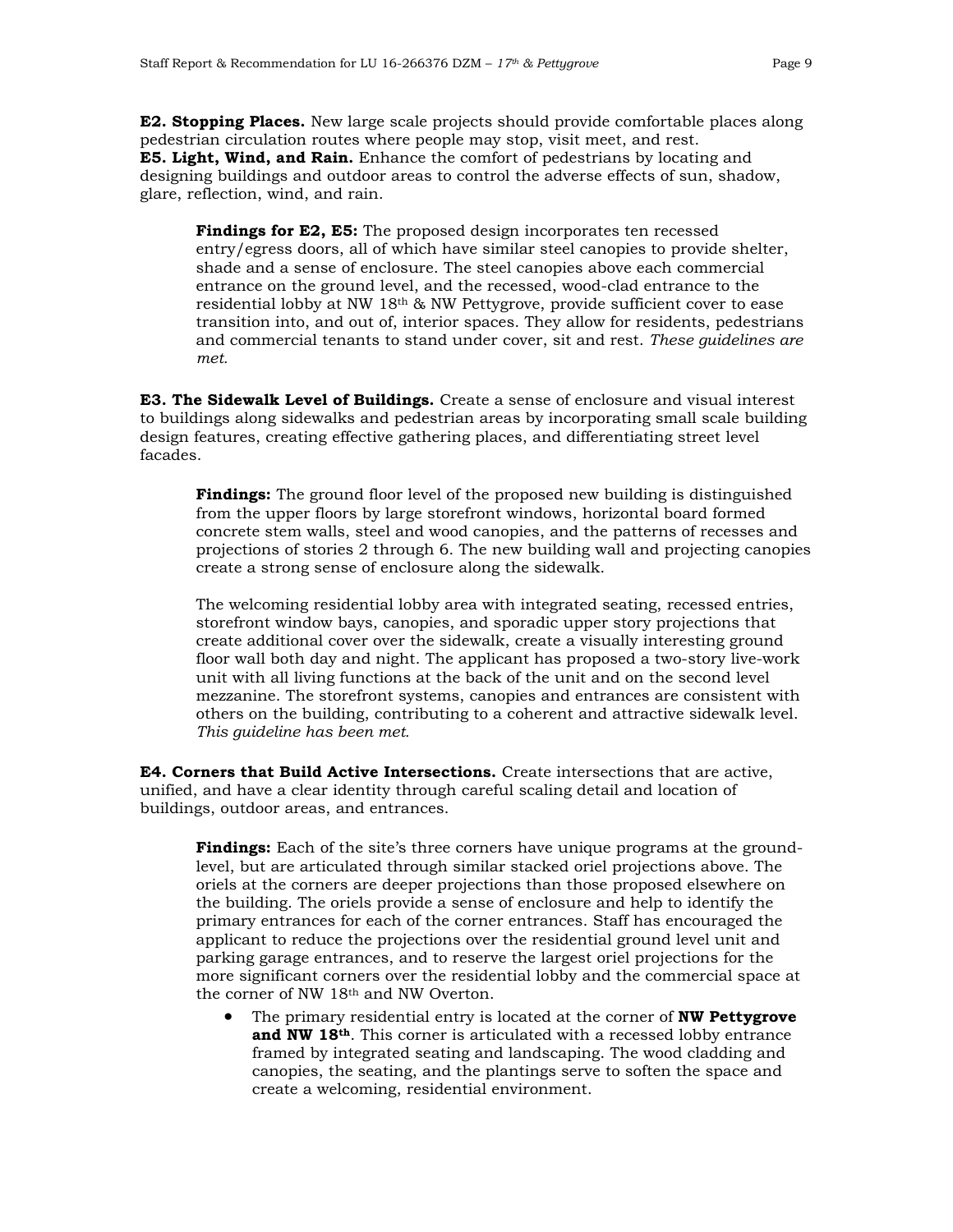**E2. Stopping Places.** New large scale projects should provide comfortable places along pedestrian circulation routes where people may stop, visit meet, and rest.
**E5. Light, Wind, and Rain.** Enhance the comfort of pedestrians by locating and designing buildings and outdoor areas to control the adverse effects of sun, shadow, glare, reflection, wind, and rain.

> **Findings for E2, E5:** The proposed design incorporates ten recessed entry/egress doors, all of which have similar steel canopies to provide shelter, shade and a sense of enclosure. The steel canopies above each commercial entrance on the ground level, and the recessed, wood-clad entrance to the residential lobby at NW 18th & NW Pettygrove, provide sufficient cover to ease transition into, and out of, interior spaces. They allow for residents, pedestrians and commercial tenants to stand under cover, sit and rest. *These guidelines are met.*

**E3. The Sidewalk Level of Buildings.** Create a sense of enclosure and visual interest to buildings along sidewalks and pedestrian areas by incorporating small scale building design features, creating effective gathering places, and differentiating street level facades.

> **Findings:** The ground floor level of the proposed new building is distinguished from the upper floors by large storefront windows, horizontal board formed concrete stem walls, steel and wood canopies, and the patterns of recesses and projections of stories 2 through 6. The new building wall and projecting canopies create a strong sense of enclosure along the sidewalk.
>
> The welcoming residential lobby area with integrated seating, recessed entries, storefront window bays, canopies, and sporadic upper story projections that create additional cover over the sidewalk, create a visually interesting ground floor wall both day and night. The applicant has proposed a two-story live-work unit with all living functions at the back of the unit and on the second level mezzanine. The storefront systems, canopies and entrances are consistent with others on the building, contributing to a coherent and attractive sidewalk level. *This guideline has been met.*

**E4. Corners that Build Active Intersections.** Create intersections that are active, unified, and have a clear identity through careful scaling detail and location of buildings, outdoor areas, and entrances.

> **Findings:** Each of the site's three corners have unique programs at the ground-level, but are articulated through similar stacked oriel projections above. The oriels at the corners are deeper projections than those proposed elsewhere on the building. The oriels provide a sense of enclosure and help to identify the primary entrances for each of the corner entrances. Staff has encouraged the applicant to reduce the projections over the residential ground level unit and parking garage entrances, and to reserve the largest oriel projections for the more significant corners over the residential lobby and the commercial space at the corner of NW 18th and NW Overton.
>
> - The primary residential entry is located at the corner of **NW Pettygrove and NW 18th**. This corner is articulated with a recessed lobby entrance framed by integrated seating and landscaping. The wood cladding and canopies, the seating, and the plantings serve to soften the space and create a welcoming, residential environment.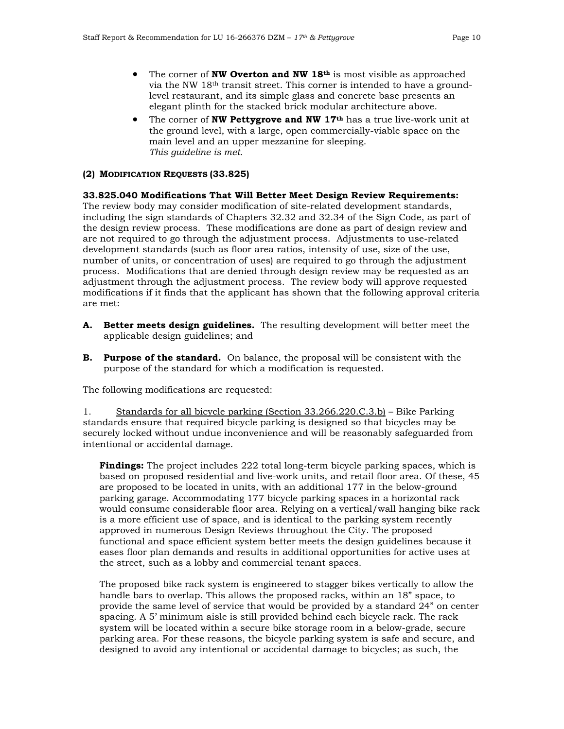- The corner of **NW Overton and NW 18th** is most visible as approached via the NW 18th transit street. This corner is intended to have a ground-level restaurant, and its simple glass and concrete base presents an elegant plinth for the stacked brick modular architecture above.
- The corner of **NW Pettygrove and NW 17th** has a true live-work unit at the ground level, with a large, open commercially-viable space on the main level and an upper mezzanine for sleeping.
  *This guideline is met.*

**(2) MODIFICATION REQUESTS (33.825)**

**33.825.040 Modifications That Will Better Meet Design Review Requirements:** The review body may consider modification of site-related development standards, including the sign standards of Chapters 32.32 and 32.34 of the Sign Code, as part of the design review process. These modifications are done as part of design review and are not required to go through the adjustment process. Adjustments to use-related development standards (such as floor area ratios, intensity of use, size of the use, number of units, or concentration of uses) are required to go through the adjustment process. Modifications that are denied through design review may be requested as an adjustment through the adjustment process. The review body will approve requested modifications if it finds that the applicant has shown that the following approval criteria are met:

**A. Better meets design guidelines.** The resulting development will better meet the applicable design guidelines; and

**B. Purpose of the standard.** On balance, the proposal will be consistent with the purpose of the standard for which a modification is requested.

The following modifications are requested:

1. Standards for all bicycle parking (Section 33.266.220.C.3.b) – Bike Parking standards ensure that required bicycle parking is designed so that bicycles may be securely locked without undue inconvenience and will be reasonably safeguarded from intentional or accidental damage.

   **Findings:** The project includes 222 total long-term bicycle parking spaces, which is based on proposed residential and live-work units, and retail floor area. Of these, 45 are proposed to be located in units, with an additional 177 in the below-ground parking garage. Accommodating 177 bicycle parking spaces in a horizontal rack would consume considerable floor area. Relying on a vertical/wall hanging bike rack is a more efficient use of space, and is identical to the parking system recently approved in numerous Design Reviews throughout the City. The proposed functional and space efficient system better meets the design guidelines because it eases floor plan demands and results in additional opportunities for active uses at the street, such as a lobby and commercial tenant spaces.

   The proposed bike rack system is engineered to stagger bikes vertically to allow the handle bars to overlap. This allows the proposed racks, within an 18" space, to provide the same level of service that would be provided by a standard 24" on center spacing. A 5' minimum aisle is still provided behind each bicycle rack. The rack system will be located within a secure bike storage room in a below-grade, secure parking area. For these reasons, the bicycle parking system is safe and secure, and designed to avoid any intentional or accidental damage to bicycles; as such, the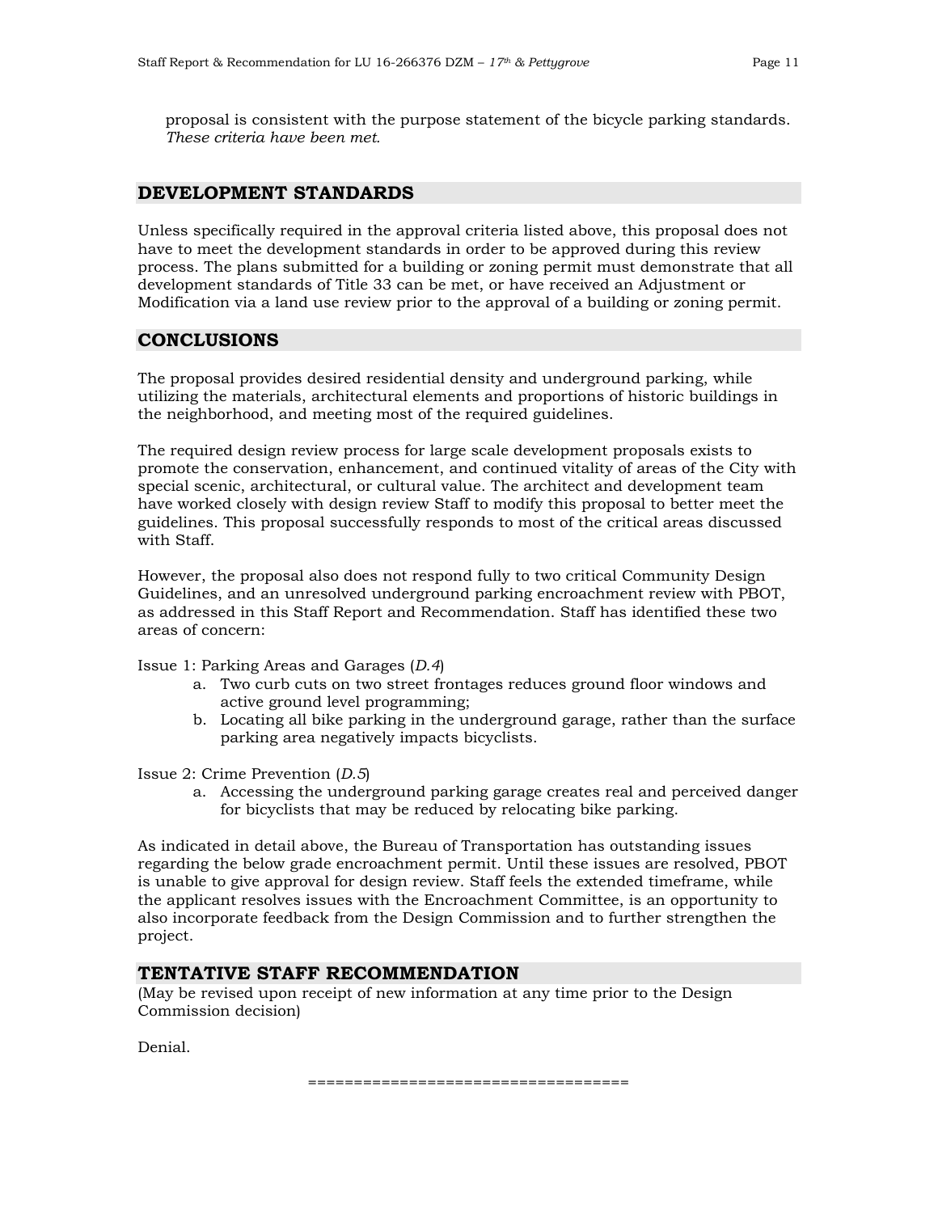proposal is consistent with the purpose statement of the bicycle parking standards. *These criteria have been met.*

## DEVELOPMENT STANDARDS

Unless specifically required in the approval criteria listed above, this proposal does not have to meet the development standards in order to be approved during this review process. The plans submitted for a building or zoning permit must demonstrate that all development standards of Title 33 can be met, or have received an Adjustment or Modification via a land use review prior to the approval of a building or zoning permit.

## CONCLUSIONS

The proposal provides desired residential density and underground parking, while utilizing the materials, architectural elements and proportions of historic buildings in the neighborhood, and meeting most of the required guidelines.

The required design review process for large scale development proposals exists to promote the conservation, enhancement, and continued vitality of areas of the City with special scenic, architectural, or cultural value. The architect and development team have worked closely with design review Staff to modify this proposal to better meet the guidelines. This proposal successfully responds to most of the critical areas discussed with Staff.

However, the proposal also does not respond fully to two critical Community Design Guidelines, and an unresolved underground parking encroachment review with PBOT, as addressed in this Staff Report and Recommendation. Staff has identified these two areas of concern:

Issue 1: Parking Areas and Garages (*D.4*)

a. Two curb cuts on two street frontages reduces ground floor windows and active ground level programming;
b. Locating all bike parking in the underground garage, rather than the surface parking area negatively impacts bicyclists.

Issue 2: Crime Prevention (*D.5*)

a. Accessing the underground parking garage creates real and perceived danger for bicyclists that may be reduced by relocating bike parking.

As indicated in detail above, the Bureau of Transportation has outstanding issues regarding the below grade encroachment permit. Until these issues are resolved, PBOT is unable to give approval for design review. Staff feels the extended timeframe, while the applicant resolves issues with the Encroachment Committee, is an opportunity to also incorporate feedback from the Design Commission and to further strengthen the project.

## TENTATIVE STAFF RECOMMENDATION

(May be revised upon receipt of new information at any time prior to the Design Commission decision)

Denial.

===================================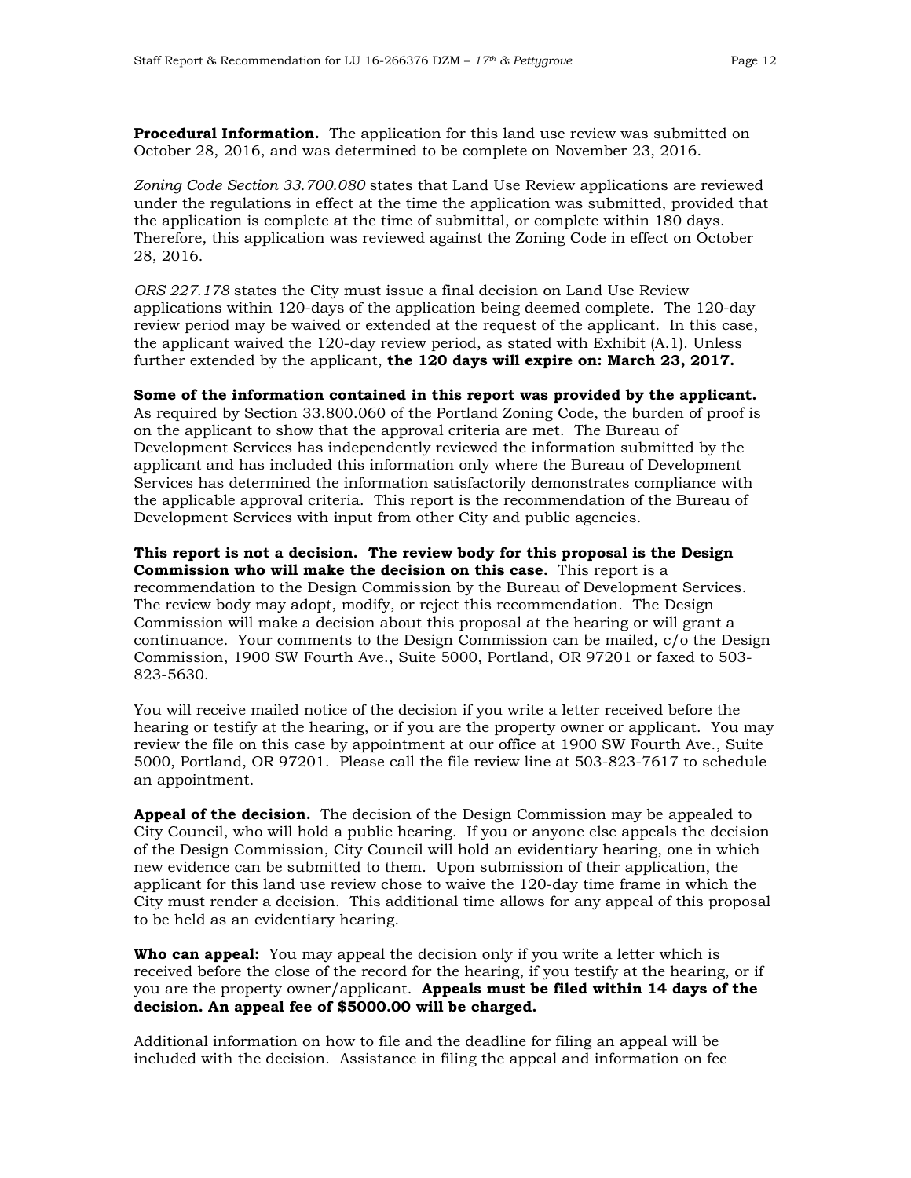**Procedural Information.** The application for this land use review was submitted on October 28, 2016, and was determined to be complete on November 23, 2016.

*Zoning Code Section 33.700.080* states that Land Use Review applications are reviewed under the regulations in effect at the time the application was submitted, provided that the application is complete at the time of submittal, or complete within 180 days. Therefore, this application was reviewed against the Zoning Code in effect on October 28, 2016.

*ORS 227.178* states the City must issue a final decision on Land Use Review applications within 120-days of the application being deemed complete. The 120-day review period may be waived or extended at the request of the applicant. In this case, the applicant waived the 120-day review period, as stated with Exhibit (A.1). Unless further extended by the applicant, **the 120 days will expire on: March 23, 2017.**

**Some of the information contained in this report was provided by the applicant.** As required by Section 33.800.060 of the Portland Zoning Code, the burden of proof is on the applicant to show that the approval criteria are met. The Bureau of Development Services has independently reviewed the information submitted by the applicant and has included this information only where the Bureau of Development Services has determined the information satisfactorily demonstrates compliance with the applicable approval criteria. This report is the recommendation of the Bureau of Development Services with input from other City and public agencies.

**This report is not a decision. The review body for this proposal is the Design Commission who will make the decision on this case.** This report is a recommendation to the Design Commission by the Bureau of Development Services. The review body may adopt, modify, or reject this recommendation. The Design Commission will make a decision about this proposal at the hearing or will grant a continuance. Your comments to the Design Commission can be mailed, c/o the Design Commission, 1900 SW Fourth Ave., Suite 5000, Portland, OR 97201 or faxed to 503-823-5630.

You will receive mailed notice of the decision if you write a letter received before the hearing or testify at the hearing, or if you are the property owner or applicant. You may review the file on this case by appointment at our office at 1900 SW Fourth Ave., Suite 5000, Portland, OR 97201. Please call the file review line at 503-823-7617 to schedule an appointment.

**Appeal of the decision.** The decision of the Design Commission may be appealed to City Council, who will hold a public hearing. If you or anyone else appeals the decision of the Design Commission, City Council will hold an evidentiary hearing, one in which new evidence can be submitted to them. Upon submission of their application, the applicant for this land use review chose to waive the 120-day time frame in which the City must render a decision. This additional time allows for any appeal of this proposal to be held as an evidentiary hearing.

**Who can appeal:** You may appeal the decision only if you write a letter which is received before the close of the record for the hearing, if you testify at the hearing, or if you are the property owner/applicant. **Appeals must be filed within 14 days of the decision. An appeal fee of $5000.00 will be charged.**

Additional information on how to file and the deadline for filing an appeal will be included with the decision. Assistance in filing the appeal and information on fee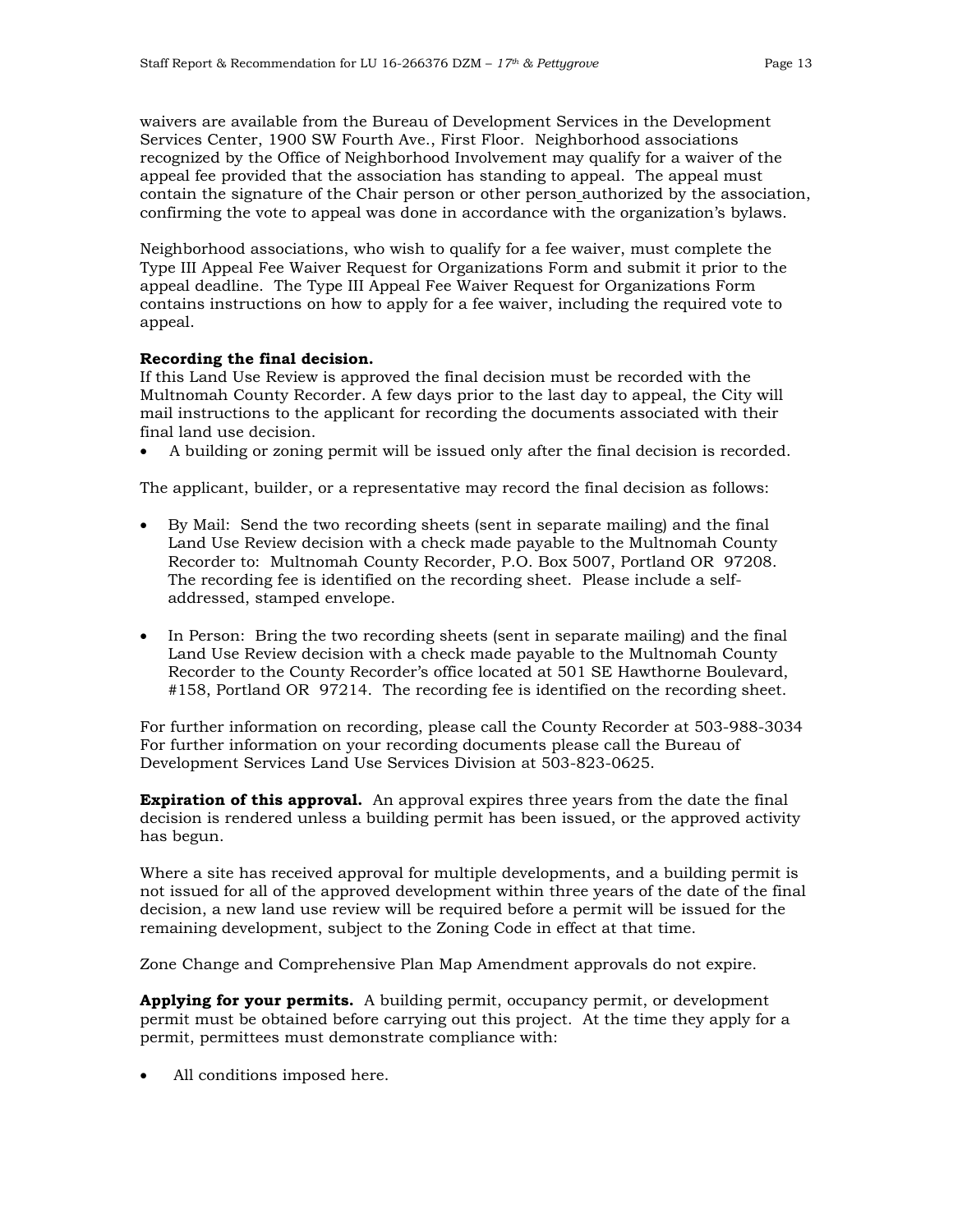waivers are available from the Bureau of Development Services in the Development Services Center, 1900 SW Fourth Ave., First Floor. Neighborhood associations recognized by the Office of Neighborhood Involvement may qualify for a waiver of the appeal fee provided that the association has standing to appeal. The appeal must contain the signature of the Chair person or other person authorized by the association, confirming the vote to appeal was done in accordance with the organization's bylaws.

Neighborhood associations, who wish to qualify for a fee waiver, must complete the Type III Appeal Fee Waiver Request for Organizations Form and submit it prior to the appeal deadline. The Type III Appeal Fee Waiver Request for Organizations Form contains instructions on how to apply for a fee waiver, including the required vote to appeal.

**Recording the final decision.**
If this Land Use Review is approved the final decision must be recorded with the Multnomah County Recorder. A few days prior to the last day to appeal, the City will mail instructions to the applicant for recording the documents associated with their final land use decision.

- A building or zoning permit will be issued only after the final decision is recorded.

The applicant, builder, or a representative may record the final decision as follows:

- By Mail: Send the two recording sheets (sent in separate mailing) and the final Land Use Review decision with a check made payable to the Multnomah County Recorder to: Multnomah County Recorder, P.O. Box 5007, Portland OR 97208. The recording fee is identified on the recording sheet. Please include a self-addressed, stamped envelope.

- In Person: Bring the two recording sheets (sent in separate mailing) and the final Land Use Review decision with a check made payable to the Multnomah County Recorder to the County Recorder's office located at 501 SE Hawthorne Boulevard, #158, Portland OR 97214. The recording fee is identified on the recording sheet.

For further information on recording, please call the County Recorder at 503-988-3034
For further information on your recording documents please call the Bureau of Development Services Land Use Services Division at 503-823-0625.

**Expiration of this approval.** An approval expires three years from the date the final decision is rendered unless a building permit has been issued, or the approved activity has begun.

Where a site has received approval for multiple developments, and a building permit is not issued for all of the approved development within three years of the date of the final decision, a new land use review will be required before a permit will be issued for the remaining development, subject to the Zoning Code in effect at that time.

Zone Change and Comprehensive Plan Map Amendment approvals do not expire.

**Applying for your permits.** A building permit, occupancy permit, or development permit must be obtained before carrying out this project. At the time they apply for a permit, permittees must demonstrate compliance with:

- All conditions imposed here.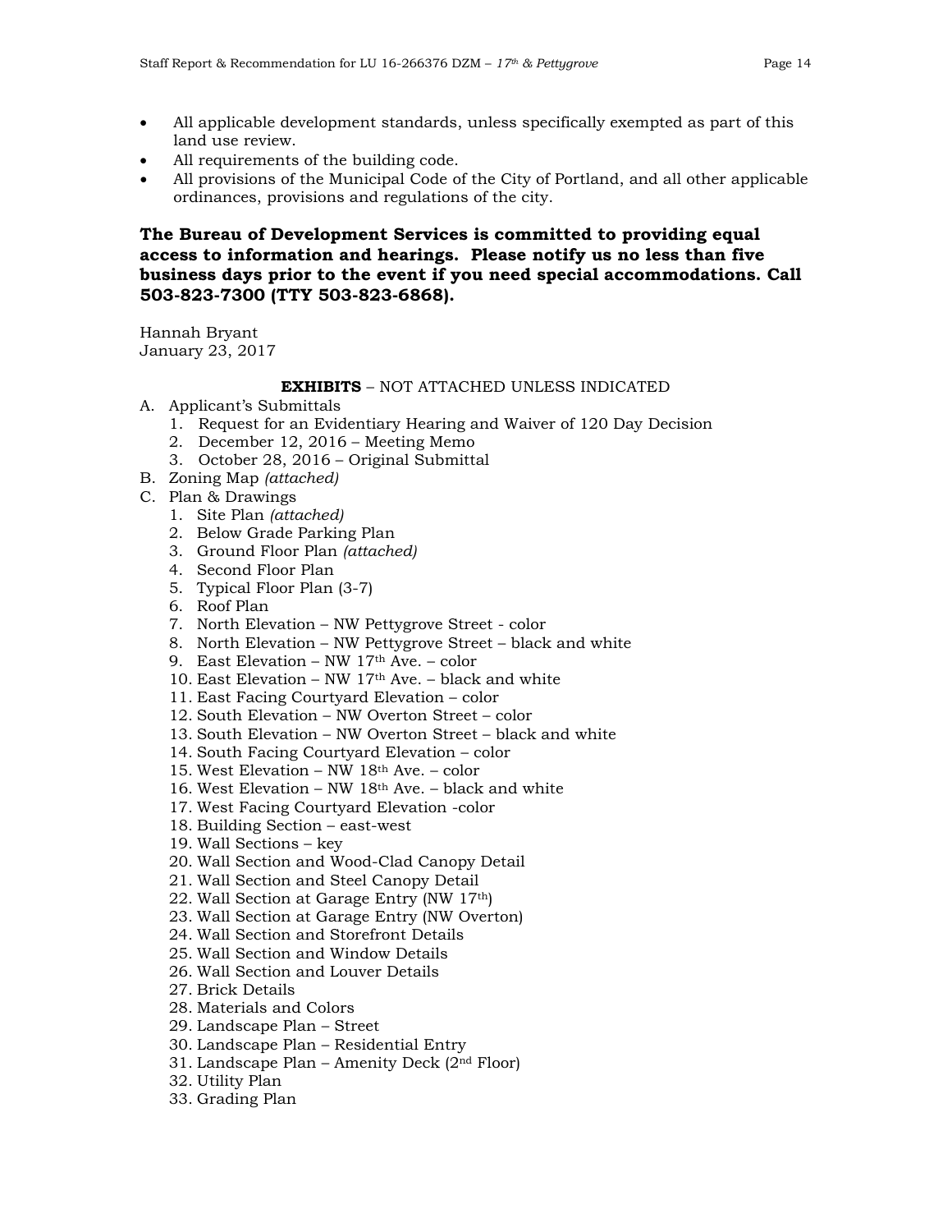- All applicable development standards, unless specifically exempted as part of this land use review.
- All requirements of the building code.
- All provisions of the Municipal Code of the City of Portland, and all other applicable ordinances, provisions and regulations of the city.

**The Bureau of Development Services is committed to providing equal access to information and hearings. Please notify us no less than five business days prior to the event if you need special accommodations. Call 503-823-7300 (TTY 503-823-6868).**

Hannah Bryant
January 23, 2017

**EXHIBITS** – NOT ATTACHED UNLESS INDICATED

A. Applicant's Submittals
   1. Request for an Evidentiary Hearing and Waiver of 120 Day Decision
   2. December 12, 2016 – Meeting Memo
   3. October 28, 2016 – Original Submittal
B. Zoning Map *(attached)*
C. Plan & Drawings
   1. Site Plan *(attached)*
   2. Below Grade Parking Plan
   3. Ground Floor Plan *(attached)*
   4. Second Floor Plan
   5. Typical Floor Plan (3-7)
   6. Roof Plan
   7. North Elevation – NW Pettygrove Street - color
   8. North Elevation – NW Pettygrove Street – black and white
   9. East Elevation – NW 17th Ave. – color
   10. East Elevation – NW 17th Ave. – black and white
   11. East Facing Courtyard Elevation – color
   12. South Elevation – NW Overton Street – color
   13. South Elevation – NW Overton Street – black and white
   14. South Facing Courtyard Elevation – color
   15. West Elevation – NW 18th Ave. – color
   16. West Elevation – NW 18th Ave. – black and white
   17. West Facing Courtyard Elevation -color
   18. Building Section – east-west
   19. Wall Sections – key
   20. Wall Section and Wood-Clad Canopy Detail
   21. Wall Section and Steel Canopy Detail
   22. Wall Section at Garage Entry (NW 17th)
   23. Wall Section at Garage Entry (NW Overton)
   24. Wall Section and Storefront Details
   25. Wall Section and Window Details
   26. Wall Section and Louver Details
   27. Brick Details
   28. Materials and Colors
   29. Landscape Plan – Street
   30. Landscape Plan – Residential Entry
   31. Landscape Plan – Amenity Deck (2nd Floor)
   32. Utility Plan
   33. Grading Plan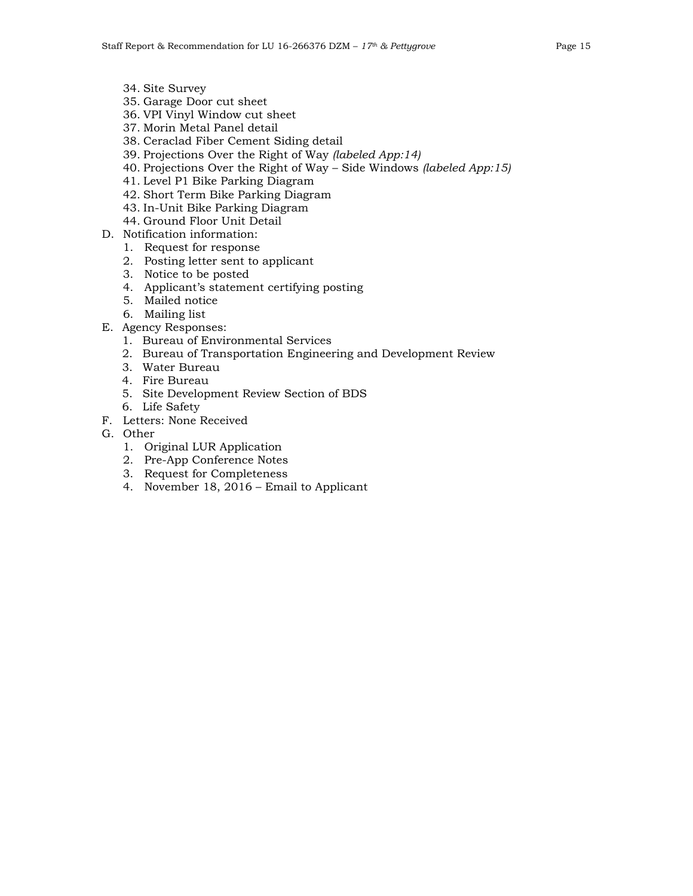34. Site Survey
35. Garage Door cut sheet
36. VPI Vinyl Window cut sheet
37. Morin Metal Panel detail
38. Ceraclad Fiber Cement Siding detail
39. Projections Over the Right of Way *(labeled App:14)*
40. Projections Over the Right of Way – Side Windows *(labeled App:15)*
41. Level P1 Bike Parking Diagram
42. Short Term Bike Parking Diagram
43. In-Unit Bike Parking Diagram
44. Ground Floor Unit Detail

D. Notification information:
   1. Request for response
   2. Posting letter sent to applicant
   3. Notice to be posted
   4. Applicant's statement certifying posting
   5. Mailed notice
   6. Mailing list

E. Agency Responses:
   1. Bureau of Environmental Services
   2. Bureau of Transportation Engineering and Development Review
   3. Water Bureau
   4. Fire Bureau
   5. Site Development Review Section of BDS
   6. Life Safety

F. Letters: None Received

G. Other
   1. Original LUR Application
   2. Pre-App Conference Notes
   3. Request for Completeness
   4. November 18, 2016 – Email to Applicant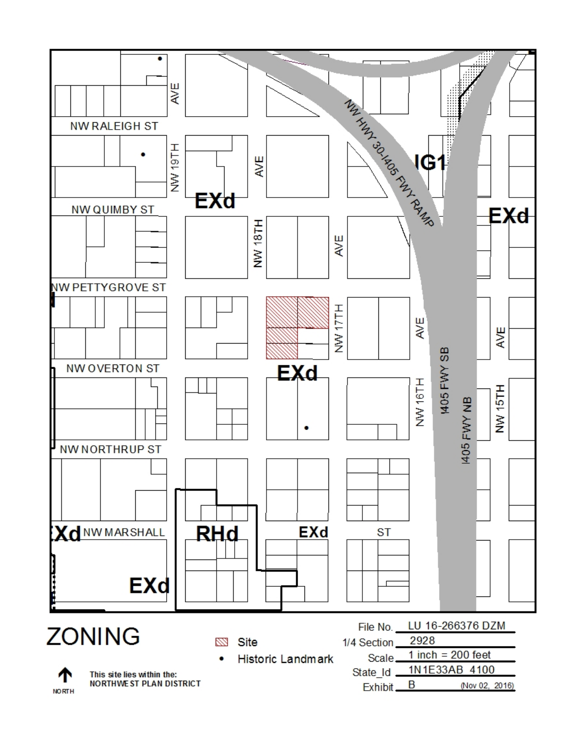# ZONING

NORTH

This site lies within the:
NORTHWEST PLAN DISTRICT

Site

• Historic Landmark

| | |
|---|---|
| File No. | LU 16-266376 DZM |
| 1/4 Section | 2928 |
| Scale | 1 inch = 200 feet |
| State_Id | 1N1E33AB 4100 |
| Exhibit | B (Nov 02, 2016) |

NW RALEIGH ST

NW QUIMBY ST

NW PETTYGROVE ST

NW OVERTON ST

NW NORTHRUP ST

NW MARSHALL ST

NW 19TH AVE

NW 18TH AVE

NW 17TH AVE

NW 16TH AVE

NW 15TH AVE

NW HWY 30-I405 FWY RAMP

I405 FWY SB

I405 FWY NB

EXd

IG1

RHd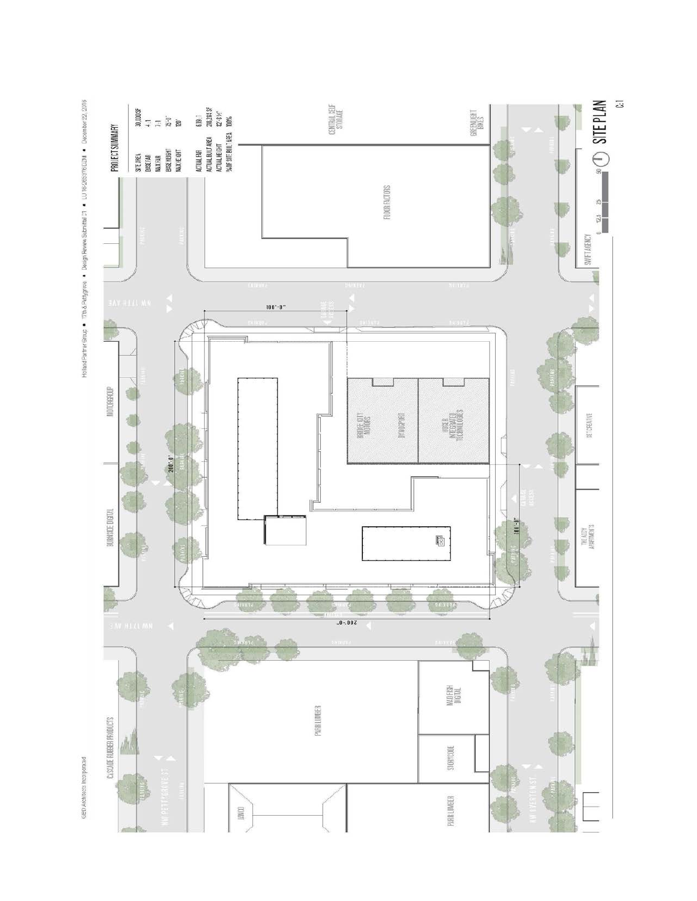GBD Architects Incorporated

Holland Partner Group • 17th & Pettygrove • Design Review Submittal 01 • LU 16-265376 DZM • December 22, 2016

## PROJECT SUMMARY

| | |
|---|---|
| SITE AREA | 30,000 SF |
| BASE FAR | 4:1 |
| MAX FAR | 7:1 |
| BASE HEIGHT | 75'-0" |
| MAX HEIGHT | 120' |
| ACTUAL FAR | 6.19:1 |
| ACTUAL BUILT AREA | 218,244 SF |
| ACTUAL HEIGHT | 82'-3 1/2" |
| % OF SITE BUILT AREA | 100% |

CENTRAL SELF STORAGE

GREENLIGHT BIKES

FLOOR FACTORS

SWIFT AGENCY

MOTOR GROUP

BURNNICE DIGITAL

BRIDGE CITY MOTORS

DYNOSPORT

HOSER INTEGRATED TECHNOLOGIES

GARAGE ACCESS

SET CREATIVE

THE ROXY APARTMENTS

100'-0"

200'-0"

NW 17TH AVE

NW 18TH AVE

NW PETTYGROVE ST

NW EVERETT ST

CASCADE RUBBER PRODUCTS

PARR LUMBER

MADFISH DIGITAL

STORYCODE

JANCO

PARKING

0 12.5 25 50

# SITE PLAN

C.1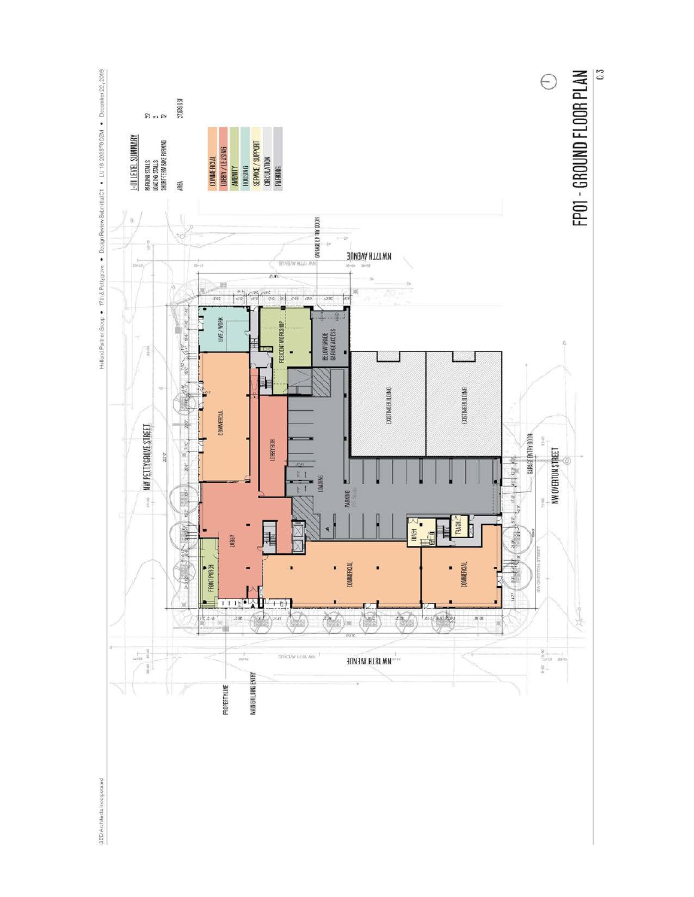# FP01 - GROUND FLOOR PLAN

## L-01 LEVEL SUMMARY

| | |
|---|---|
| PARKING STALLS | 22 |
| LOADING STALLS | 2 |
| SHORT-TERM BIKE PARKING | 12 |
| AREA | 27,879 GSF |

- COMMERCIAL
- LOBBY / LEASING
- AMENITY
- HOUSING
- SERVICE / SUPPORT
- CIRCULATION
- PARKING

NW PETTYGROVE STREET

NW 17TH AVENUE

NW 18TH AVENUE

NW OVERTON STREET

GARAGE ENTRY DOOR

PROPERTY LINE

MAIN BUILDING ENTRY

LIVE / WORK

RESIDENT WORKSHOP

BELOW GRADE GARAGE ACCESS

COMMERCIAL

LOBBY / BOH

LOBBY

FRONT PORCH

LOADING

PARKING

EXISTING BUILDING

EXISTING BUILDING

TRASH

TRASH

COMMERCIAL

COMMERCIAL